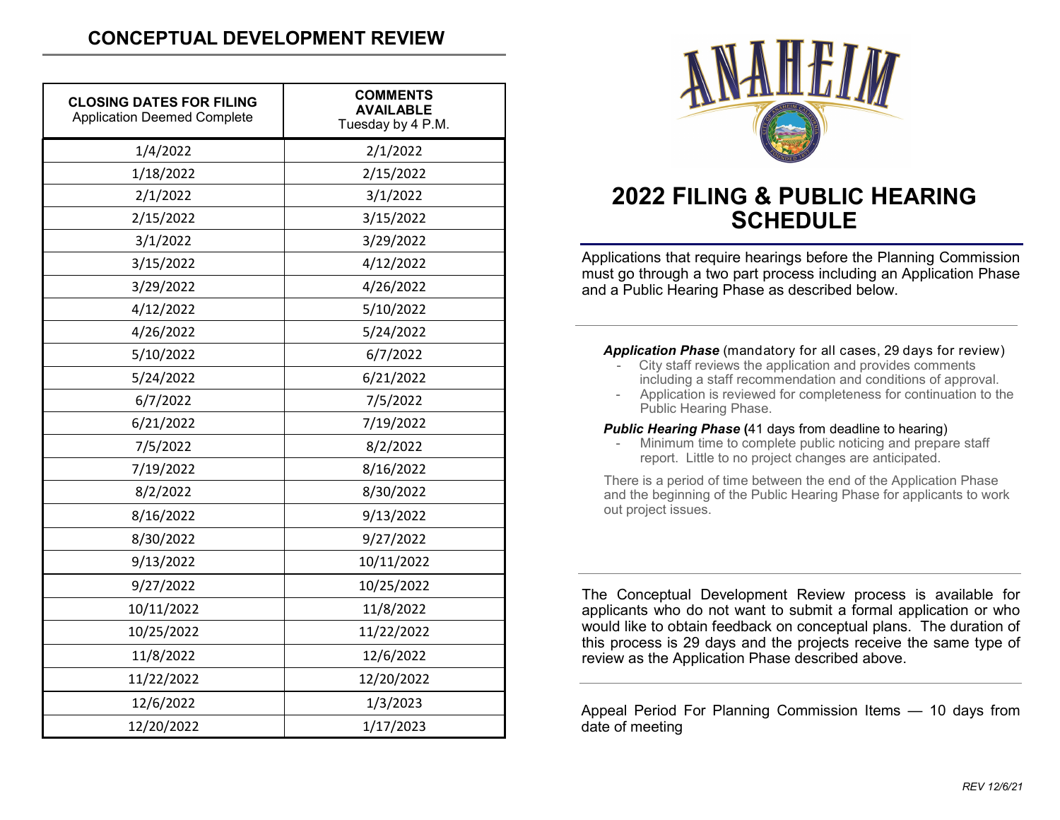## CONCEPTUAL DEVELOPMENT REVIEW

| **CLOSING DATES FOR FILING** Application Deemed Complete | **COMMENTS AVAILABLE** Tuesday by 4 P.M. |
|---|---|
| 1/4/2022 | 2/1/2022 |
| 1/18/2022 | 2/15/2022 |
| 2/1/2022 | 3/1/2022 |
| 2/15/2022 | 3/15/2022 |
| 3/1/2022 | 3/29/2022 |
| 3/15/2022 | 4/12/2022 |
| 3/29/2022 | 4/26/2022 |
| 4/12/2022 | 5/10/2022 |
| 4/26/2022 | 5/24/2022 |
| 5/10/2022 | 6/7/2022 |
| 5/24/2022 | 6/21/2022 |
| 6/7/2022 | 7/5/2022 |
| 6/21/2022 | 7/19/2022 |
| 7/5/2022 | 8/2/2022 |
| 7/19/2022 | 8/16/2022 |
| 8/2/2022 | 8/30/2022 |
| 8/16/2022 | 9/13/2022 |
| 8/30/2022 | 9/27/2022 |
| 9/13/2022 | 10/11/2022 |
| 9/27/2022 | 10/25/2022 |
| 10/11/2022 | 11/8/2022 |
| 10/25/2022 | 11/22/2022 |
| 11/8/2022 | 12/6/2022 |
| 11/22/2022 | 12/20/2022 |
| 12/6/2022 | 1/3/2023 |
| 12/20/2022 | 1/17/2023 |

ANAHEIM

# 2022 FILING & PUBLIC HEARING SCHEDULE

Applications that require hearings before the Planning Commission must go through a two part process including an Application Phase and a Public Hearing Phase as described below.

***Application Phase*** (mandatory for all cases, 29 days for review)

- City staff reviews the application and provides comments including a staff recommendation and conditions of approval.
- Application is reviewed for completeness for continuation to the Public Hearing Phase.

***Public Hearing Phase*** **(**41 days from deadline to hearing)

- Minimum time to complete public noticing and prepare staff report. Little to no project changes are anticipated.

There is a period of time between the end of the Application Phase and the beginning of the Public Hearing Phase for applicants to work out project issues.

The Conceptual Development Review process is available for applicants who do not want to submit a formal application or who would like to obtain feedback on conceptual plans. The duration of this process is 29 days and the projects receive the same type of review as the Application Phase described above.

Appeal Period For Planning Commission Items — 10 days from date of meeting

*REV 12/6/21*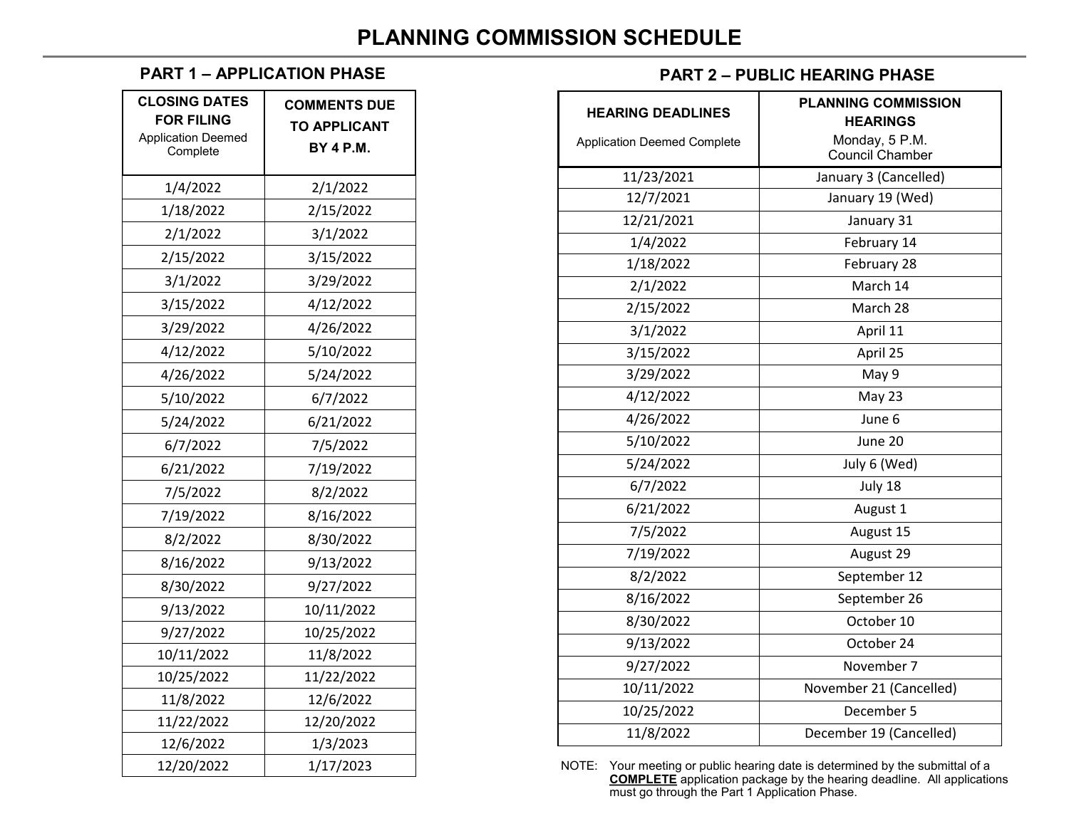# PLANNING COMMISSION SCHEDULE

## PART 1 – APPLICATION PHASE

| CLOSING DATES FOR FILING<br>Application Deemed Complete | COMMENTS DUE TO APPLICANT BY 4 P.M. |
|---|---|
| 1/4/2022 | 2/1/2022 |
| 1/18/2022 | 2/15/2022 |
| 2/1/2022 | 3/1/2022 |
| 2/15/2022 | 3/15/2022 |
| 3/1/2022 | 3/29/2022 |
| 3/15/2022 | 4/12/2022 |
| 3/29/2022 | 4/26/2022 |
| 4/12/2022 | 5/10/2022 |
| 4/26/2022 | 5/24/2022 |
| 5/10/2022 | 6/7/2022 |
| 5/24/2022 | 6/21/2022 |
| 6/7/2022 | 7/5/2022 |
| 6/21/2022 | 7/19/2022 |
| 7/5/2022 | 8/2/2022 |
| 7/19/2022 | 8/16/2022 |
| 8/2/2022 | 8/30/2022 |
| 8/16/2022 | 9/13/2022 |
| 8/30/2022 | 9/27/2022 |
| 9/13/2022 | 10/11/2022 |
| 9/27/2022 | 10/25/2022 |
| 10/11/2022 | 11/8/2022 |
| 10/25/2022 | 11/22/2022 |
| 11/8/2022 | 12/6/2022 |
| 11/22/2022 | 12/20/2022 |
| 12/6/2022 | 1/3/2023 |
| 12/20/2022 | 1/17/2023 |

## PART 2 – PUBLIC HEARING PHASE

| HEARING DEADLINES<br>Application Deemed Complete | PLANNING COMMISSION HEARINGS<br>Monday, 5 P.M.<br>Council Chamber |
|---|---|
| 11/23/2021 | January 3 (Cancelled) |
| 12/7/2021 | January 19 (Wed) |
| 12/21/2021 | January 31 |
| 1/4/2022 | February 14 |
| 1/18/2022 | February 28 |
| 2/1/2022 | March 14 |
| 2/15/2022 | March 28 |
| 3/1/2022 | April 11 |
| 3/15/2022 | April 25 |
| 3/29/2022 | May 9 |
| 4/12/2022 | May 23 |
| 4/26/2022 | June 6 |
| 5/10/2022 | June 20 |
| 5/24/2022 | July 6 (Wed) |
| 6/7/2022 | July 18 |
| 6/21/2022 | August 1 |
| 7/5/2022 | August 15 |
| 7/19/2022 | August 29 |
| 8/2/2022 | September 12 |
| 8/16/2022 | September 26 |
| 8/30/2022 | October 10 |
| 9/13/2022 | October 24 |
| 9/27/2022 | November 7 |
| 10/11/2022 | November 21 (Cancelled) |
| 10/25/2022 | December 5 |
| 11/8/2022 | December 19 (Cancelled) |

NOTE: Your meeting or public hearing date is determined by the submittal of a **COMPLETE** application package by the hearing deadline. All applications must go through the Part 1 Application Phase.